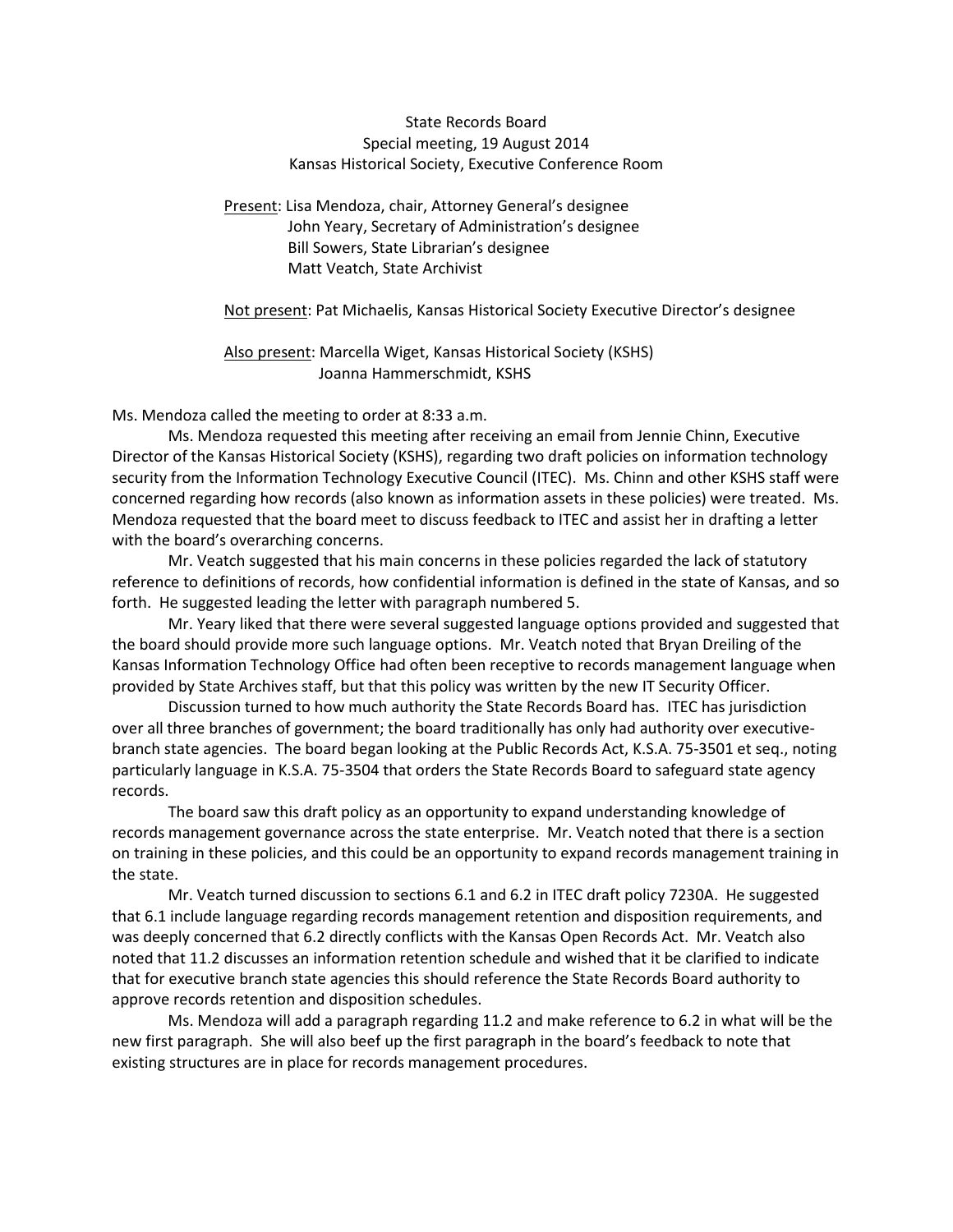State Records Board
Special meeting, 19 August 2014
Kansas Historical Society, Executive Conference Room

Present: Lisa Mendoza, chair, Attorney General's designee
John Yeary, Secretary of Administration's designee
Bill Sowers, State Librarian's designee
Matt Veatch, State Archivist

Not present: Pat Michaelis, Kansas Historical Society Executive Director's designee

Also present: Marcella Wiget, Kansas Historical Society (KSHS)
Joanna Hammerschmidt, KSHS

Ms. Mendoza called the meeting to order at 8:33 a.m.

Ms. Mendoza requested this meeting after receiving an email from Jennie Chinn, Executive Director of the Kansas Historical Society (KSHS), regarding two draft policies on information technology security from the Information Technology Executive Council (ITEC). Ms. Chinn and other KSHS staff were concerned regarding how records (also known as information assets in these policies) were treated. Ms. Mendoza requested that the board meet to discuss feedback to ITEC and assist her in drafting a letter with the board's overarching concerns.

Mr. Veatch suggested that his main concerns in these policies regarded the lack of statutory reference to definitions of records, how confidential information is defined in the state of Kansas, and so forth. He suggested leading the letter with paragraph numbered 5.

Mr. Yeary liked that there were several suggested language options provided and suggested that the board should provide more such language options. Mr. Veatch noted that Bryan Dreiling of the Kansas Information Technology Office had often been receptive to records management language when provided by State Archives staff, but that this policy was written by the new IT Security Officer.

Discussion turned to how much authority the State Records Board has. ITEC has jurisdiction over all three branches of government; the board traditionally has only had authority over executive-branch state agencies. The board began looking at the Public Records Act, K.S.A. 75-3501 et seq., noting particularly language in K.S.A. 75-3504 that orders the State Records Board to safeguard state agency records.

The board saw this draft policy as an opportunity to expand understanding knowledge of records management governance across the state enterprise. Mr. Veatch noted that there is a section on training in these policies, and this could be an opportunity to expand records management training in the state.

Mr. Veatch turned discussion to sections 6.1 and 6.2 in ITEC draft policy 7230A. He suggested that 6.1 include language regarding records management retention and disposition requirements, and was deeply concerned that 6.2 directly conflicts with the Kansas Open Records Act. Mr. Veatch also noted that 11.2 discusses an information retention schedule and wished that it be clarified to indicate that for executive branch state agencies this should reference the State Records Board authority to approve records retention and disposition schedules.

Ms. Mendoza will add a paragraph regarding 11.2 and make reference to 6.2 in what will be the new first paragraph. She will also beef up the first paragraph in the board's feedback to note that existing structures are in place for records management procedures.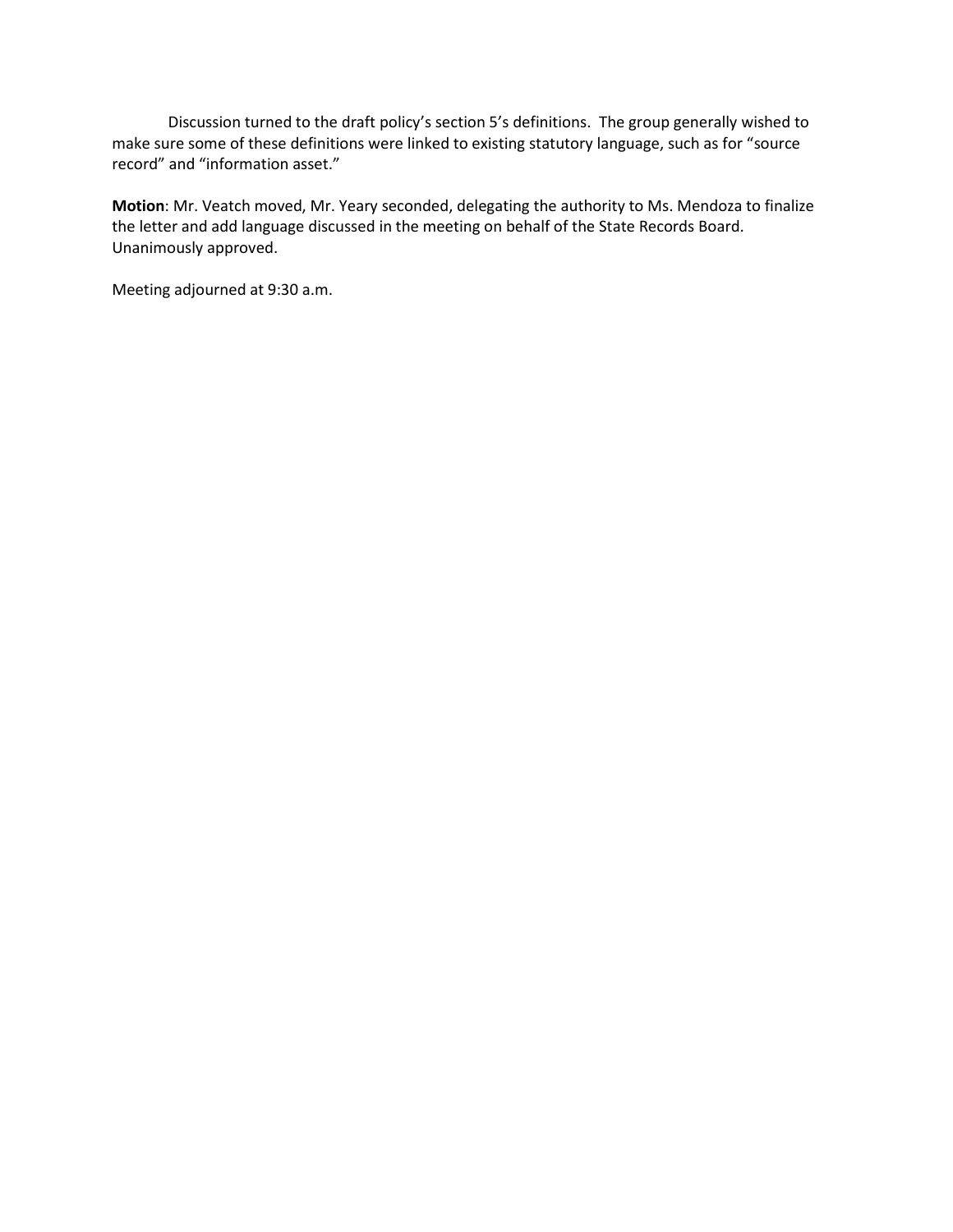Discussion turned to the draft policy's section 5's definitions. The group generally wished to make sure some of these definitions were linked to existing statutory language, such as for "source record" and "information asset."

**Motion**: Mr. Veatch moved, Mr. Yeary seconded, delegating the authority to Ms. Mendoza to finalize the letter and add language discussed in the meeting on behalf of the State Records Board. Unanimously approved.

Meeting adjourned at 9:30 a.m.